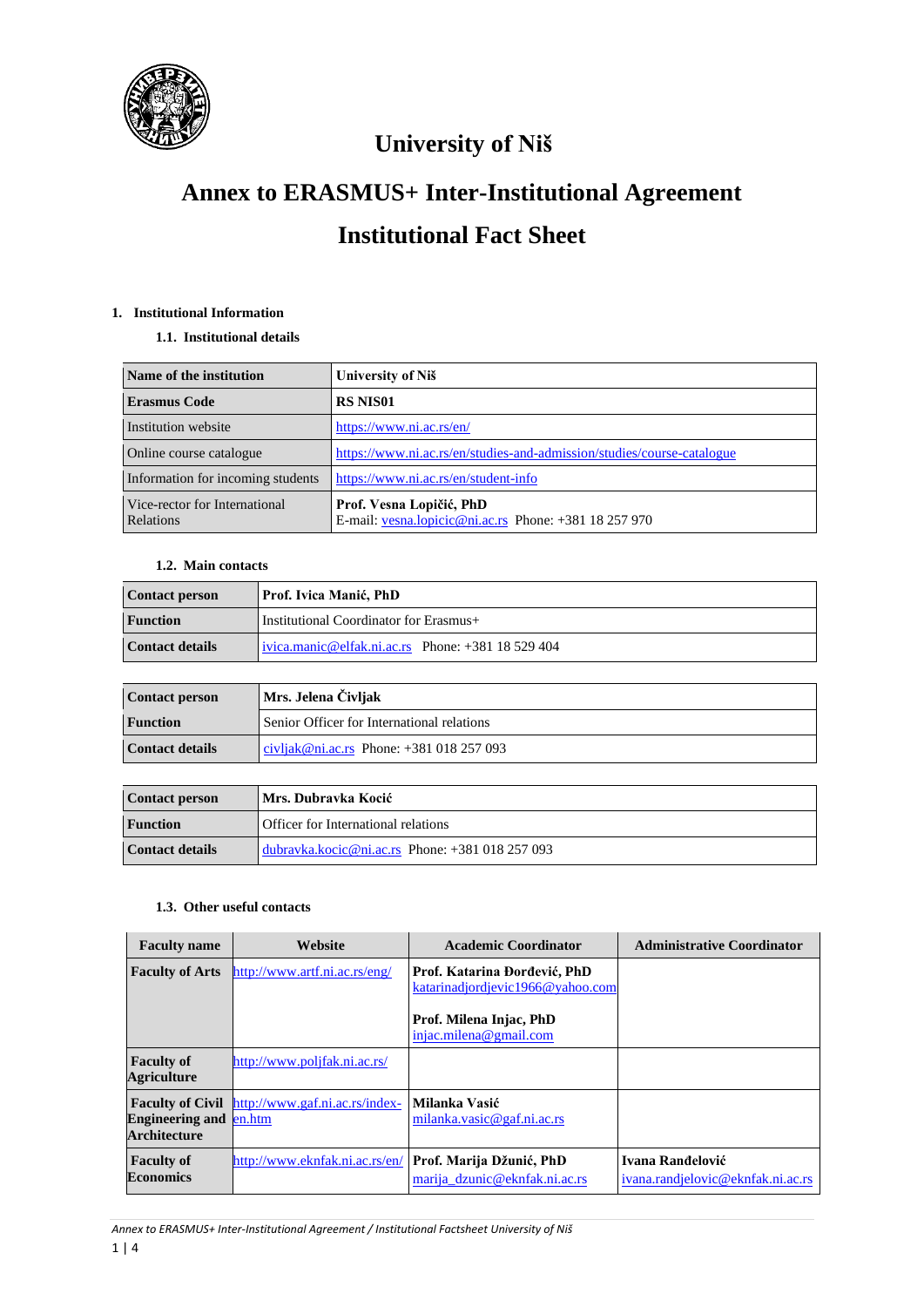# University of Niš

# Annex to ERASMUS+ Inter-Institutional Agreement

# Institutional Fact Sheet

## 1. Institutional Information

### 1.1. Institutional details

| Name of the institution | University of Niš |
|---|---|
| Erasmus Code | RS NIS01 |
| Institution website | https://www.ni.ac.rs/en/ |
| Online course catalogue | https://www.ni.ac.rs/en/studies-and-admission/studies/course-catalogue |
| Information for incoming students | https://www.ni.ac.rs/en/student-info |
| Vice-rector for International Relations | **Prof. Vesna Lopičić, PhD** E-mail: vesna.lopicic@ni.ac.rs Phone: +381 18 257 970 |

### 1.2. Main contacts

| Contact person | Prof. Ivica Manić, PhD |
|---|---|
| Function | Institutional Coordinator for Erasmus+ |
| Contact details | ivica.manic@elfak.ni.ac.rs Phone: +381 18 529 404 |

| Contact person | Mrs. Jelena Čivljak |
|---|---|
| Function | Senior Officer for International relations |
| Contact details | civljak@ni.ac.rs Phone: +381 018 257 093 |

| Contact person | Mrs. Dubravka Kocić |
|---|---|
| Function | Officer for International relations |
| Contact details | dubravka.kocic@ni.ac.rs Phone: +381 018 257 093 |

### 1.3. Other useful contacts

| Faculty name | Website | Academic Coordinator | Administrative Coordinator |
|---|---|---|---|
| Faculty of Arts | http://www.artf.ni.ac.rs/eng/ | **Prof. Katarina Đorđević, PhD** katarinadjordjevic1966@yahoo.com<br><br>**Prof. Milena Injac, PhD** injac.milena@gmail.com | |
| Faculty of Agriculture | http://www.poljfak.ni.ac.rs/ | | |
| Faculty of Civil Engineering and Architecture | http://www.gaf.ni.ac.rs/index-en.htm | **Milanka Vasić** milanka.vasic@gaf.ni.ac.rs | |
| Faculty of Economics | http://www.eknfak.ni.ac.rs/en/ | **Prof. Marija Džunić, PhD** marija_dzunic@eknfak.ni.ac.rs | **Ivana Ranđelović** ivana.randjelovic@eknfak.ni.ac.rs |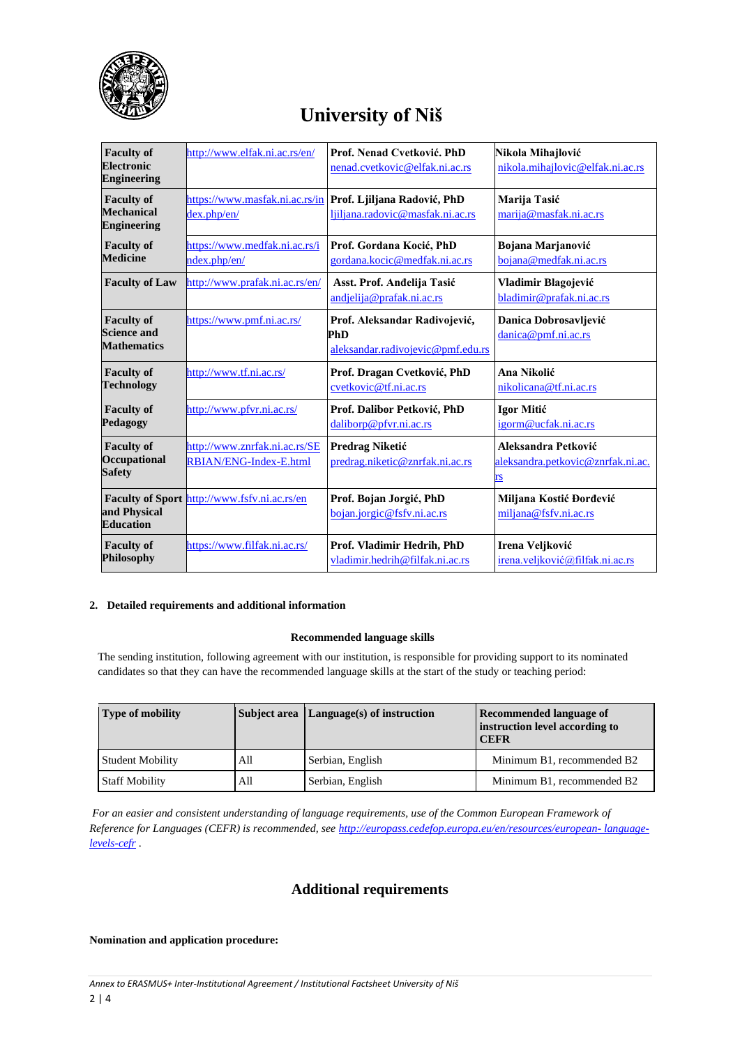# University of Niš

| Faculty of Electronic Engineering | http://www.elfak.ni.ac.rs/en/ | **Prof. Nenad Cvetković. PhD** nenad.cvetkovic@elfak.ni.ac.rs | **Nikola Mihajlović** nikola.mihajlovic@elfak.ni.ac.rs |
|---|---|---|---|
| **Faculty of Mechanical Engineering** | https://www.masfak.ni.ac.rs/index.php/en/ | **Prof. Ljiljana Radović, PhD** ljiljana.radovic@masfak.ni.ac.rs | **Marija Tasić** marija@masfak.ni.ac.rs |
| **Faculty of Medicine** | https://www.medfak.ni.ac.rs/index.php/en/ | **Prof. Gordana Kocić, PhD** gordana.kocic@medfak.ni.ac.rs | **Bojana Marjanović** bojana@medfak.ni.ac.rs |
| **Faculty of Law** | http://www.prafak.ni.ac.rs/en/ | **Asst. Prof. Anđelija Tasić** andjelija@prafak.ni.ac.rs | **Vladimir Blagojević** bladimir@prafak.ni.ac.rs |
| **Faculty of Science and Mathematics** | https://www.pmf.ni.ac.rs/ | **Prof. Aleksandar Radivojević, PhD** aleksandar.radivojevic@pmf.edu.rs | **Danica Dobrosavljević** danica@pmf.ni.ac.rs |
| **Faculty of Technology** | http://www.tf.ni.ac.rs/ | **Prof. Dragan Cvetković, PhD** cvetkovic@tf.ni.ac.rs | **Ana Nikolić** nikolicana@tf.ni.ac.rs |
| **Faculty of Pedagogy** | http://www.pfvr.ni.ac.rs/ | **Prof. Dalibor Petković, PhD** daliborp@pfvr.ni.ac.rs | **Igor Mitić** igorm@ucfak.ni.ac.rs |
| **Faculty of Occupational Safety** | http://www.znrfak.ni.ac.rs/SERBIAN/ENG-Index-E.html | **Predrag Niketić** predrag.niketic@znrfak.ni.ac.rs | **Aleksandra Petković** aleksandra.petkovic@znrfak.ni.ac.rs |
| **Faculty of Sport and Physical Education** | http://www.fsfv.ni.ac.rs/en | **Prof. Bojan Jorgić, PhD** bojan.jorgic@fsfv.ni.ac.rs | **Miljana Kostić Đorđević** miljana@fsfv.ni.ac.rs |
| **Faculty of Philosophy** | https://www.filfak.ni.ac.rs/ | **Prof. Vladimir Hedrih, PhD** vladimir.hedrih@filfak.ni.ac.rs | **Irena Veljković** irena.veljković@filfak.ni.ac.rs |

## 2. Detailed requirements and additional information

### Recommended language skills

The sending institution, following agreement with our institution, is responsible for providing support to its nominated candidates so that they can have the recommended language skills at the start of the study or teaching period:

| Type of mobility | Subject area | Language(s) of instruction | Recommended language of instruction level according to CEFR |
|---|---|---|---|
| Student Mobility | All | Serbian, English | Minimum B1, recommended B2 |
| Staff Mobility | All | Serbian, English | Minimum B1, recommended B2 |

*For an easier and consistent understanding of language requirements, use of the Common European Framework of Reference for Languages (CEFR) is recommended, see http://europass.cedefop.europa.eu/en/resources/european- language-levels-cefr .*

## Additional requirements

**Nomination and application procedure:**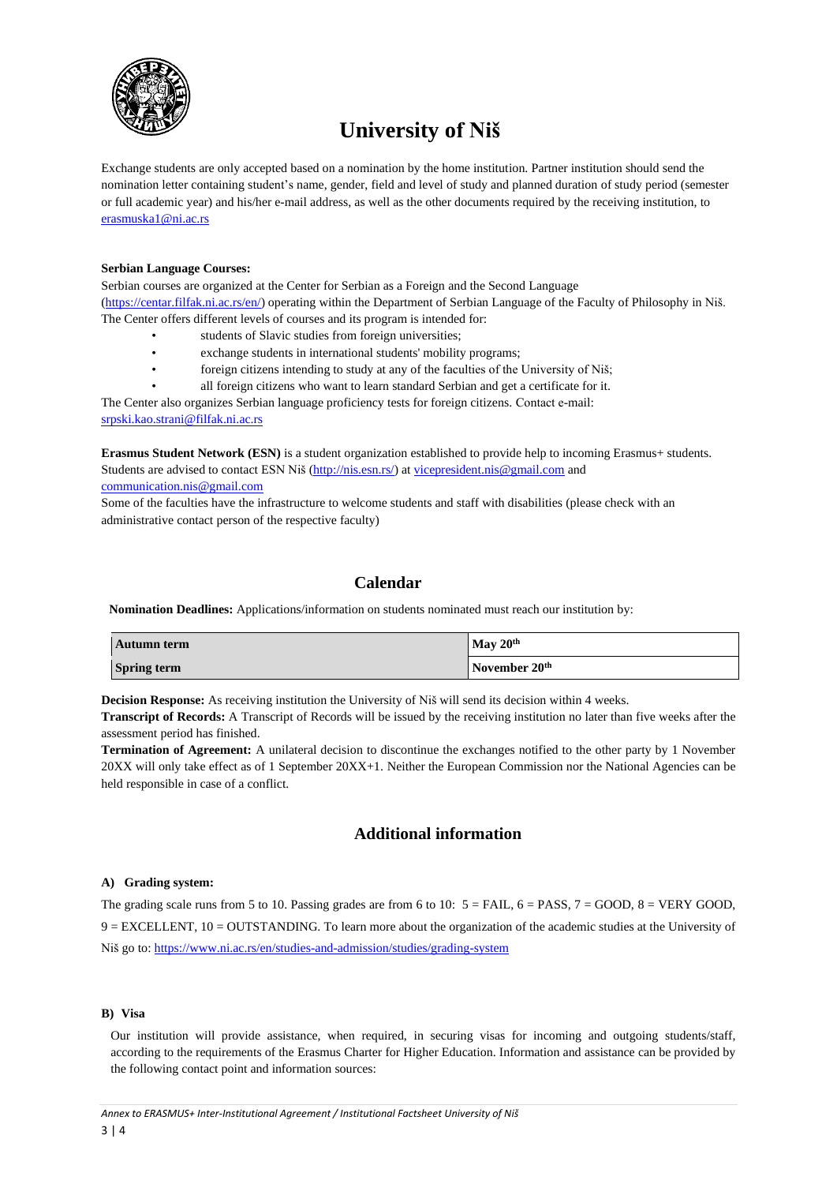# University of Niš

Exchange students are only accepted based on a nomination by the home institution. Partner institution should send the nomination letter containing student's name, gender, field and level of study and planned duration of study period (semester or full academic year) and his/her e-mail address, as well as the other documents required by the receiving institution, to erasmuska1@ni.ac.rs

**Serbian Language Courses:**
Serbian courses are organized at the Center for Serbian as a Foreign and the Second Language (https://centar.filfak.ni.ac.rs/en/) operating within the Department of Serbian Language of the Faculty of Philosophy in Niš. The Center offers different levels of courses and its program is intended for:

- students of Slavic studies from foreign universities;
- exchange students in international students' mobility programs;
- foreign citizens intending to study at any of the faculties of the University of Niš;
- all foreign citizens who want to learn standard Serbian and get a certificate for it.

The Center also organizes Serbian language proficiency tests for foreign citizens. Contact e-mail: srpski.kao.strani@filfak.ni.ac.rs

**Erasmus Student Network (ESN)** is a student organization established to provide help to incoming Erasmus+ students. Students are advised to contact ESN Niš (http://nis.esn.rs/) at vicepresident.nis@gmail.com and communication.nis@gmail.com
Some of the faculties have the infrastructure to welcome students and staff with disabilities (please check with an administrative contact person of the respective faculty)

## Calendar

**Nomination Deadlines:** Applications/information on students nominated must reach our institution by:

| **Autumn term** | **May 20th** |
|---|---|
| **Spring term** | **November 20th** |

**Decision Response:** As receiving institution the University of Niš will send its decision within 4 weeks.
**Transcript of Records:** A Transcript of Records will be issued by the receiving institution no later than five weeks after the assessment period has finished.
**Termination of Agreement:** A unilateral decision to discontinue the exchanges notified to the other party by 1 November 20XX will only take effect as of 1 September 20XX+1. Neither the European Commission nor the National Agencies can be held responsible in case of a conflict.

## Additional information

#### A) Grading system:

The grading scale runs from 5 to 10. Passing grades are from 6 to 10: 5 = FAIL, 6 = PASS, 7 = GOOD, 8 = VERY GOOD, 9 = EXCELLENT, 10 = OUTSTANDING. To learn more about the organization of the academic studies at the University of Niš go to: https://www.ni.ac.rs/en/studies-and-admission/studies/grading-system

#### B) Visa

Our institution will provide assistance, when required, in securing visas for incoming and outgoing students/staff, according to the requirements of the Erasmus Charter for Higher Education. Information and assistance can be provided by the following contact point and information sources: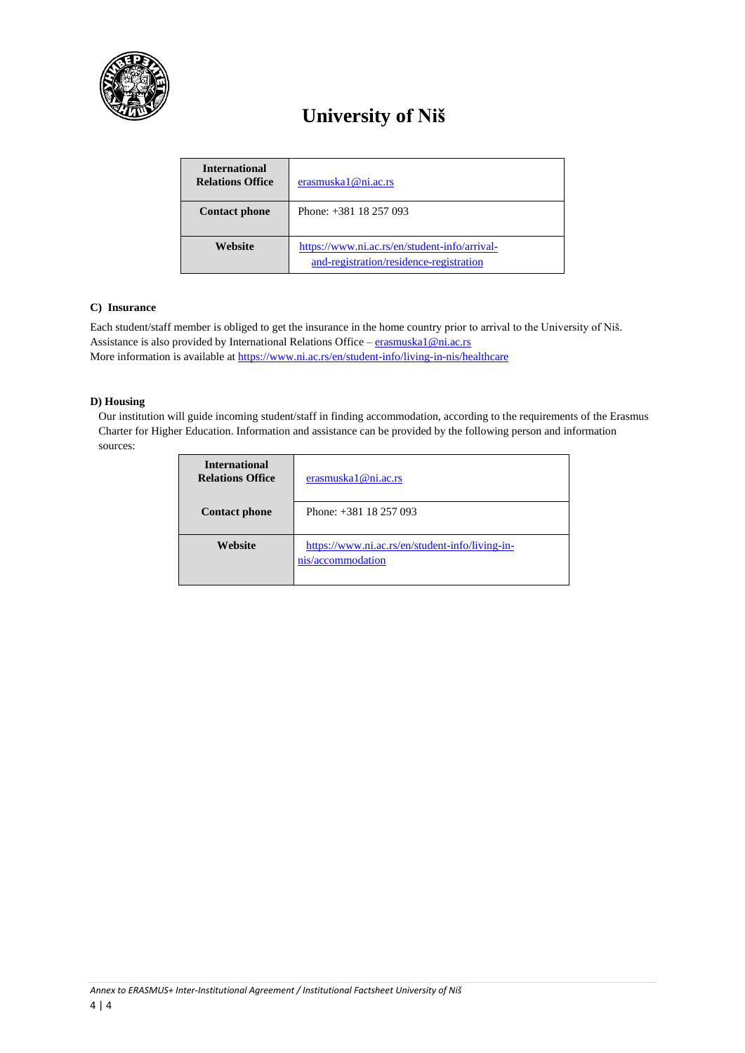# University of Niš

| | |
|---|---|
| **International Relations Office** | erasmuska1@ni.ac.rs |
| **Contact phone** | Phone: +381 18 257 093 |
| **Website** | https://www.ni.ac.rs/en/student-info/arrival-and-registration/residence-registration |

**C) Insurance**

Each student/staff member is obliged to get the insurance in the home country prior to arrival to the University of Niš.
Assistance is also provided by International Relations Office – erasmuska1@ni.ac.rs
More information is available at https://www.ni.ac.rs/en/student-info/living-in-nis/healthcare

**D) Housing**

Our institution will guide incoming student/staff in finding accommodation, according to the requirements of the Erasmus Charter for Higher Education. Information and assistance can be provided by the following person and information sources:

| | |
|---|---|
| **International Relations Office** | erasmuska1@ni.ac.rs |
| **Contact phone** | Phone: +381 18 257 093 |
| **Website** | https://www.ni.ac.rs/en/student-info/living-in-nis/accommodation |